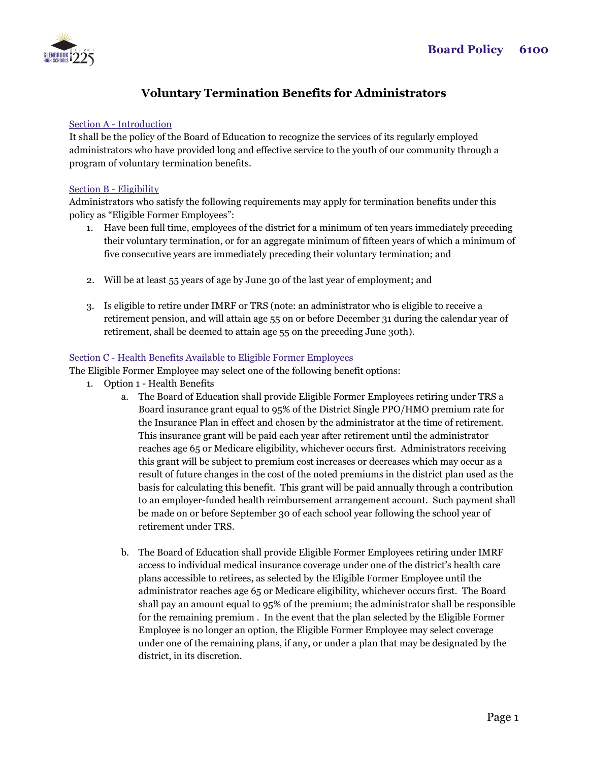**Board Policy 6100**

# Voluntary Termination Benefits for Administrators

## Section A - Introduction

It shall be the policy of the Board of Education to recognize the services of its regularly employed administrators who have provided long and effective service to the youth of our community through a program of voluntary termination benefits.

## Section B - Eligibility

Administrators who satisfy the following requirements may apply for termination benefits under this policy as "Eligible Former Employees":

1. Have been full time, employees of the district for a minimum of ten years immediately preceding their voluntary termination, or for an aggregate minimum of fifteen years of which a minimum of five consecutive years are immediately preceding their voluntary termination; and

2. Will be at least 55 years of age by June 30 of the last year of employment; and

3. Is eligible to retire under IMRF or TRS (note: an administrator who is eligible to receive a retirement pension, and will attain age 55 on or before December 31 during the calendar year of retirement, shall be deemed to attain age 55 on the preceding June 30th).

## Section C - Health Benefits Available to Eligible Former Employees

The Eligible Former Employee may select one of the following benefit options:

1. Option 1 - Health Benefits
   a. The Board of Education shall provide Eligible Former Employees retiring under TRS a Board insurance grant equal to 95% of the District Single PPO/HMO premium rate for the Insurance Plan in effect and chosen by the administrator at the time of retirement. This insurance grant will be paid each year after retirement until the administrator reaches age 65 or Medicare eligibility, whichever occurs first. Administrators receiving this grant will be subject to premium cost increases or decreases which may occur as a result of future changes in the cost of the noted premiums in the district plan used as the basis for calculating this benefit. This grant will be paid annually through a contribution to an employer-funded health reimbursement arrangement account. Such payment shall be made on or before September 30 of each school year following the school year of retirement under TRS.

   b. The Board of Education shall provide Eligible Former Employees retiring under IMRF access to individual medical insurance coverage under one of the district's health care plans accessible to retirees, as selected by the Eligible Former Employee until the administrator reaches age 65 or Medicare eligibility, whichever occurs first. The Board shall pay an amount equal to 95% of the premium; the administrator shall be responsible for the remaining premium . In the event that the plan selected by the Eligible Former Employee is no longer an option, the Eligible Former Employee may select coverage under one of the remaining plans, if any, or under a plan that may be designated by the district, in its discretion.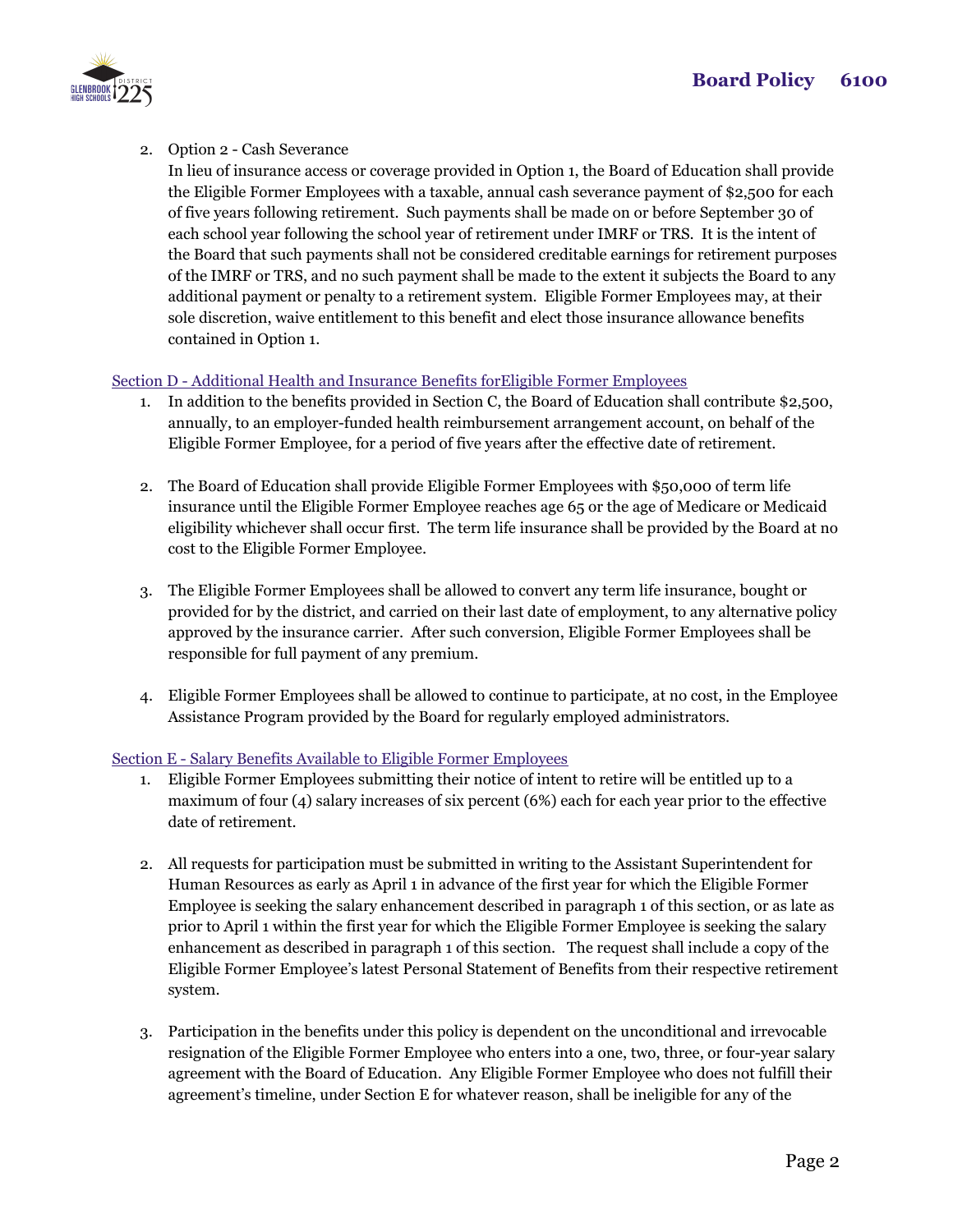2. Option 2 - Cash Severance

   In lieu of insurance access or coverage provided in Option 1, the Board of Education shall provide the Eligible Former Employees with a taxable, annual cash severance payment of $2,500 for each of five years following retirement. Such payments shall be made on or before September 30 of each school year following the school year of retirement under IMRF or TRS. It is the intent of the Board that such payments shall not be considered creditable earnings for retirement purposes of the IMRF or TRS, and no such payment shall be made to the extent it subjects the Board to any additional payment or penalty to a retirement system. Eligible Former Employees may, at their sole discretion, waive entitlement to this benefit and elect those insurance allowance benefits contained in Option 1.

Section D - Additional Health and Insurance Benefits forEligible Former Employees

1. In addition to the benefits provided in Section C, the Board of Education shall contribute $2,500, annually, to an employer-funded health reimbursement arrangement account, on behalf of the Eligible Former Employee, for a period of five years after the effective date of retirement.

2. The Board of Education shall provide Eligible Former Employees with $50,000 of term life insurance until the Eligible Former Employee reaches age 65 or the age of Medicare or Medicaid eligibility whichever shall occur first. The term life insurance shall be provided by the Board at no cost to the Eligible Former Employee.

3. The Eligible Former Employees shall be allowed to convert any term life insurance, bought or provided for by the district, and carried on their last date of employment, to any alternative policy approved by the insurance carrier. After such conversion, Eligible Former Employees shall be responsible for full payment of any premium.

4. Eligible Former Employees shall be allowed to continue to participate, at no cost, in the Employee Assistance Program provided by the Board for regularly employed administrators.

Section E - Salary Benefits Available to Eligible Former Employees

1. Eligible Former Employees submitting their notice of intent to retire will be entitled up to a maximum of four (4) salary increases of six percent (6%) each for each year prior to the effective date of retirement.

2. All requests for participation must be submitted in writing to the Assistant Superintendent for Human Resources as early as April 1 in advance of the first year for which the Eligible Former Employee is seeking the salary enhancement described in paragraph 1 of this section, or as late as prior to April 1 within the first year for which the Eligible Former Employee is seeking the salary enhancement as described in paragraph 1 of this section. The request shall include a copy of the Eligible Former Employee's latest Personal Statement of Benefits from their respective retirement system.

3. Participation in the benefits under this policy is dependent on the unconditional and irrevocable resignation of the Eligible Former Employee who enters into a one, two, three, or four-year salary agreement with the Board of Education. Any Eligible Former Employee who does not fulfill their agreement's timeline, under Section E for whatever reason, shall be ineligible for any of the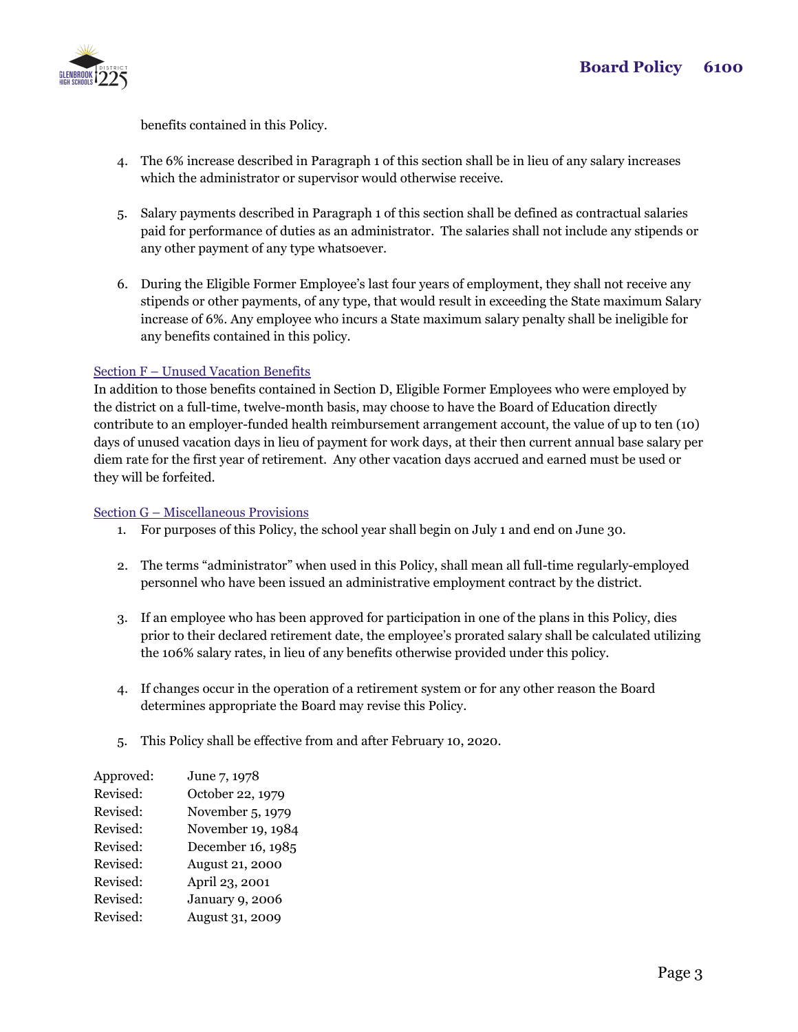benefits contained in this Policy.

4. The 6% increase described in Paragraph 1 of this section shall be in lieu of any salary increases which the administrator or supervisor would otherwise receive.

5. Salary payments described in Paragraph 1 of this section shall be defined as contractual salaries paid for performance of duties as an administrator. The salaries shall not include any stipends or any other payment of any type whatsoever.

6. During the Eligible Former Employee's last four years of employment, they shall not receive any stipends or other payments, of any type, that would result in exceeding the State maximum Salary increase of 6%. Any employee who incurs a State maximum salary penalty shall be ineligible for any benefits contained in this policy.

Section F – Unused Vacation Benefits

In addition to those benefits contained in Section D, Eligible Former Employees who were employed by the district on a full-time, twelve-month basis, may choose to have the Board of Education directly contribute to an employer-funded health reimbursement arrangement account, the value of up to ten (10) days of unused vacation days in lieu of payment for work days, at their then current annual base salary per diem rate for the first year of retirement. Any other vacation days accrued and earned must be used or they will be forfeited.

Section G – Miscellaneous Provisions

1. For purposes of this Policy, the school year shall begin on July 1 and end on June 30.

2. The terms "administrator" when used in this Policy, shall mean all full-time regularly-employed personnel who have been issued an administrative employment contract by the district.

3. If an employee who has been approved for participation in one of the plans in this Policy, dies prior to their declared retirement date, the employee's prorated salary shall be calculated utilizing the 106% salary rates, in lieu of any benefits otherwise provided under this policy.

4. If changes occur in the operation of a retirement system or for any other reason the Board determines appropriate the Board may revise this Policy.

5. This Policy shall be effective from and after February 10, 2020.

| | |
|---|---|
| Approved: | June 7, 1978 |
| Revised: | October 22, 1979 |
| Revised: | November 5, 1979 |
| Revised: | November 19, 1984 |
| Revised: | December 16, 1985 |
| Revised: | August 21, 2000 |
| Revised: | April 23, 2001 |
| Revised: | January 9, 2006 |
| Revised: | August 31, 2009 |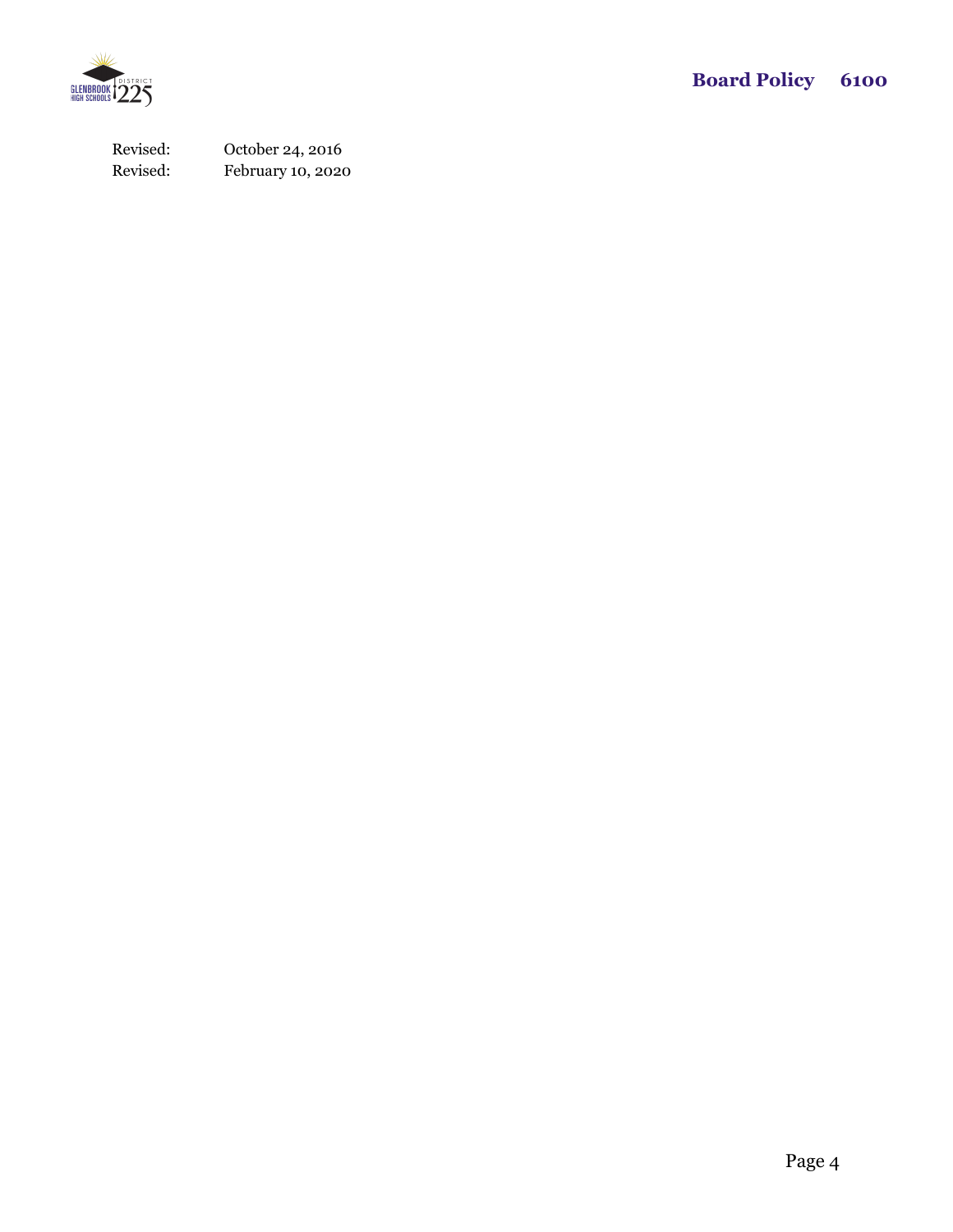Revised: October 24, 2016
Revised: February 10, 2020